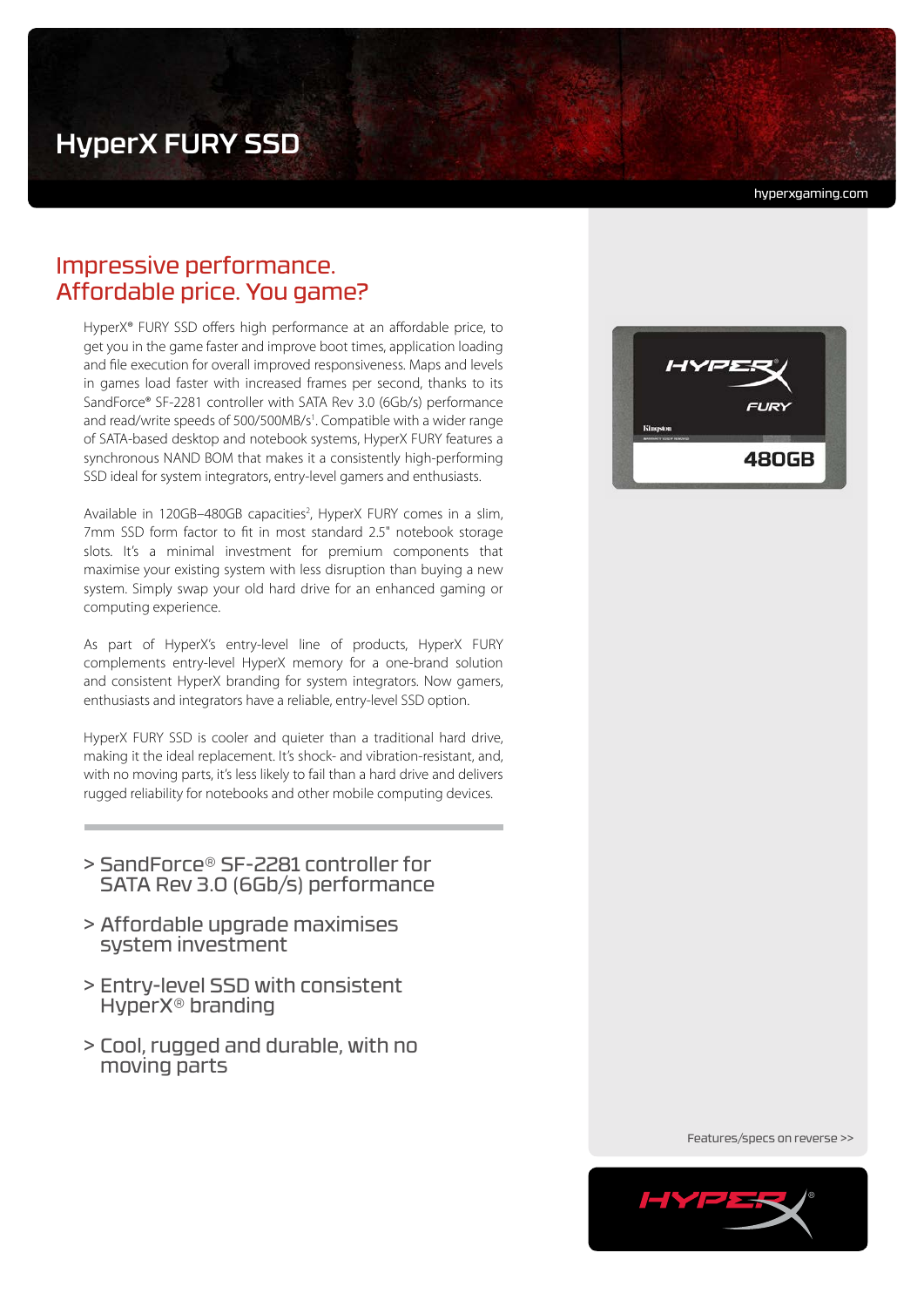# HyperX FURY SSD

hyperxgaming.com

## Impressive performance. Affordable price. You game?

HyperX® FURY SSD offers high performance at an affordable price, to get you in the game faster and improve boot times, application loading and file execution for overall improved responsiveness. Maps and levels in games load faster with increased frames per second, thanks to its SandForce® SF-2281 controller with SATA Rev 3.0 (6Gb/s) performance and read/write speeds of 500/500MB/s[1]. Compatible with a wider range of SATA-based desktop and notebook systems, HyperX FURY features a synchronous NAND BOM that makes it a consistently high-performing SSD ideal for system integrators, entry-level gamers and enthusiasts.

Available in 120GB–480GB capacities[2], HyperX FURY comes in a slim, 7mm SSD form factor to fit in most standard 2.5" notebook storage slots. It's a minimal investment for premium components that maximise your existing system with less disruption than buying a new system. Simply swap your old hard drive for an enhanced gaming or computing experience.

As part of HyperX's entry-level line of products, HyperX FURY complements entry-level HyperX memory for a one-brand solution and consistent HyperX branding for system integrators. Now gamers, enthusiasts and integrators have a reliable, entry-level SSD option.

HyperX FURY SSD is cooler and quieter than a traditional hard drive, making it the ideal replacement. It's shock- and vibration-resistant, and, with no moving parts, it's less likely to fail than a hard drive and delivers rugged reliability for notebooks and other mobile computing devices.

> SandForce® SF-2281 controller for SATA Rev 3.0 (6Gb/s) performance

> Affordable upgrade maximises system investment

> Entry-level SSD with consistent HyperX® branding

> Cool, rugged and durable, with no moving parts

Features/specs on reverse >>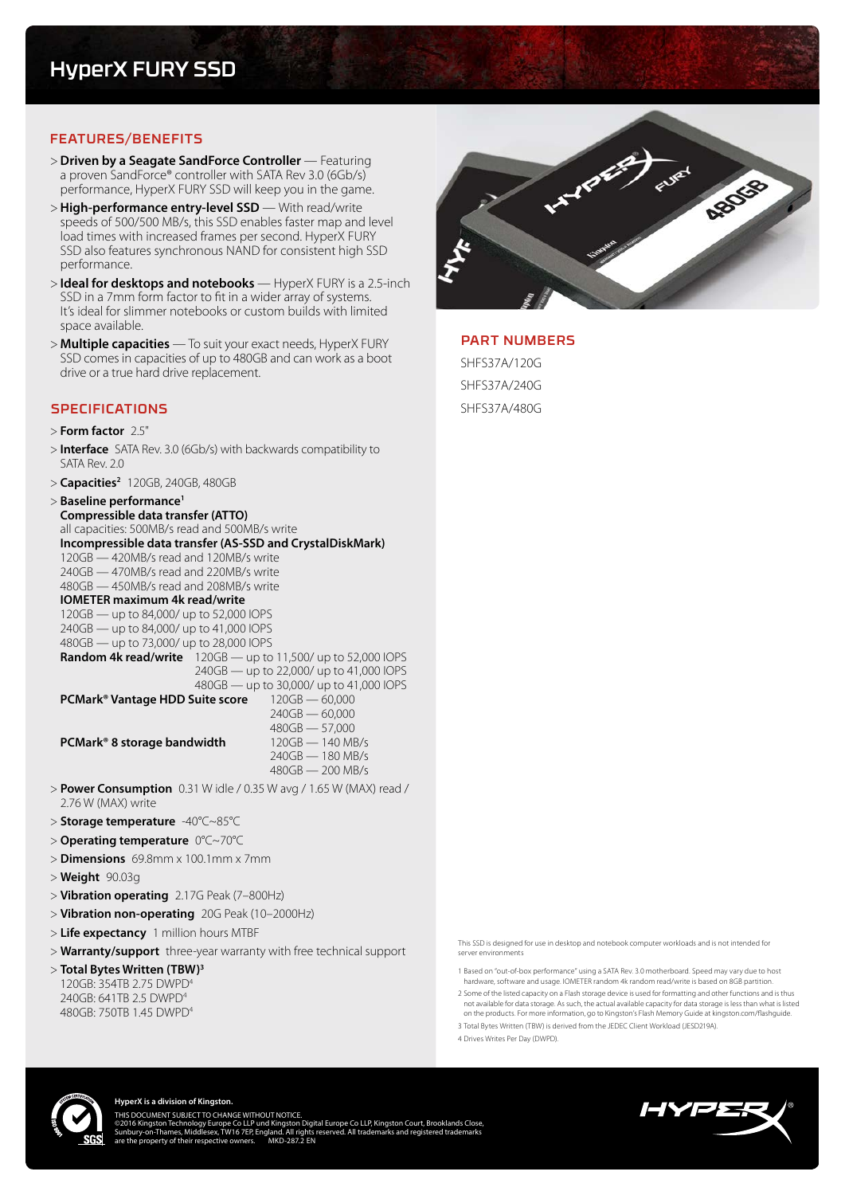# HyperX FURY SSD

## FEATURES/BENEFITS

- **Driven by a Seagate SandForce Controller** — Featuring a proven SandForce® controller with SATA Rev 3.0 (6Gb/s) performance, HyperX FURY SSD will keep you in the game.
- **High-performance entry-level SSD** — With read/write speeds of 500/500 MB/s, this SSD enables faster map and level load times with increased frames per second. HyperX FURY SSD also features synchronous NAND for consistent high SSD performance.
- **Ideal for desktops and notebooks** — HyperX FURY is a 2.5-inch SSD in a 7mm form factor to fit in a wider array of systems. It's ideal for slimmer notebooks or custom builds with limited space available.
- **Multiple capacities** — To suit your exact needs, HyperX FURY SSD comes in capacities of up to 480GB and can work as a boot drive or a true hard drive replacement.

## SPECIFICATIONS

- **Form factor** 2.5"
- **Interface** SATA Rev. 3.0 (6Gb/s) with backwards compatibility to SATA Rev. 2.0
- **Capacities**[2] 120GB, 240GB, 480GB
- **Baseline performance**[1]
  **Compressible data transfer (ATTO)**
  all capacities: 500MB/s read and 500MB/s write
  **Incompressible data transfer (AS-SSD and CrystalDiskMark)**
  120GB — 420MB/s read and 120MB/s write
  240GB — 470MB/s read and 220MB/s write
  480GB — 450MB/s read and 208MB/s write
  **IOMETER maximum 4k read/write**
  120GB — up to 84,000/ up to 52,000 IOPS
  240GB — up to 84,000/ up to 41,000 IOPS
  480GB — up to 73,000/ up to 28,000 IOPS
  **Random 4k read/write**
  120GB — up to 11,500/ up to 52,000 IOPS
  240GB — up to 22,000/ up to 41,000 IOPS
  480GB — up to 30,000/ up to 41,000 IOPS
  **PCMark® Vantage HDD Suite score**
  120GB — 60,000
  240GB — 60,000
  480GB — 57,000
  **PCMark® 8 storage bandwidth**
  120GB — 140 MB/s
  240GB — 180 MB/s
  480GB — 200 MB/s
- **Power Consumption** 0.31 W idle / 0.35 W avg / 1.65 W (MAX) read / 2.76 W (MAX) write
- **Storage temperature** -40°C~85°C
- **Operating temperature** 0°C~70°C
- **Dimensions** 69.8mm x 100.1mm x 7mm
- **Weight** 90.03g
- **Vibration operating** 2.17G Peak (7–800Hz)
- **Vibration non-operating** 20G Peak (10–2000Hz)
- **Life expectancy** 1 million hours MTBF
- **Warranty/support** three-year warranty with free technical support
- **Total Bytes Written (TBW)**[3]
  120GB: 354TB 2.75 DWPD[4]
  240GB: 641TB 2.5 DWPD[4]
  480GB: 750TB 1.45 DWPD[4]

## PART NUMBERS

SHFS37A/120G

SHFS37A/240G

SHFS37A/480G

This SSD is designed for use in desktop and notebook computer workloads and is not intended for server environments

1 Based on "out-of-box performance" using a SATA Rev. 3.0 motherboard. Speed may vary due to host hardware, software and usage. IOMETER random 4k random read/write is based on 8GB partition.

2 Some of the listed capacity on a Flash storage device is used for formatting and other functions and is thus not available for data storage. As such, the actual available capacity for data storage is less than what is listed on the products. For more information, go to Kingston's Flash Memory Guide at kingston.com/flashguide.

3 Total Bytes Written (TBW) is derived from the JEDEC Client Workload (JESD219A).

4 Drives Writes Per Day (DWPD).

**HyperX is a division of Kingston.**

THIS DOCUMENT SUBJECT TO CHANGE WITHOUT NOTICE.
©2016 Kingston Technology Europe Co LLP und Kingston Digital Europe Co LLP, Kingston Court, Brooklands Close, Sunbury-on-Thames, Middlesex, TW16 7EP, England. All rights reserved. All trademarks and registered trademarks are the property of their respective owners. MKD-287.2 EN